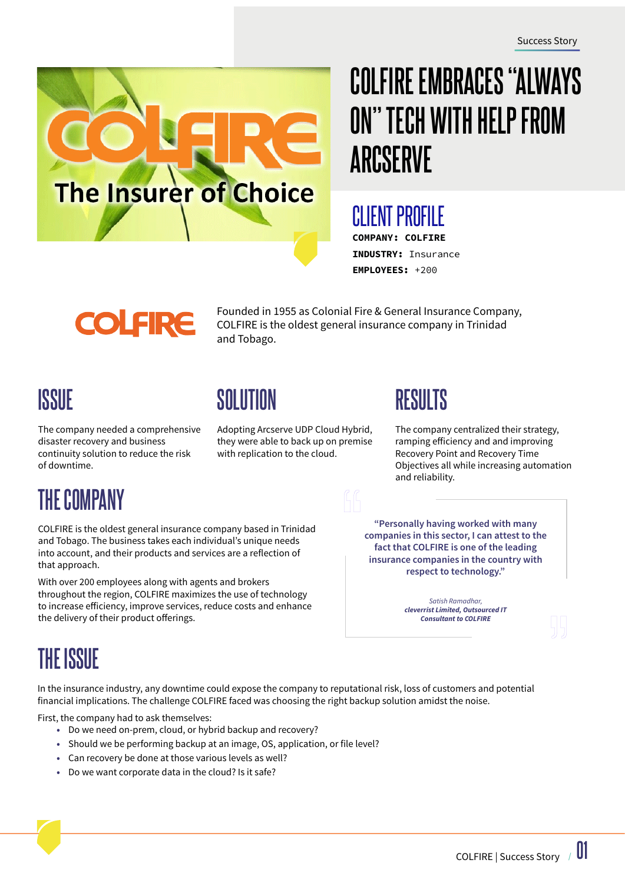Success Story

# COLFIRE EMBRACES "ALWAYS ON" TECH WITH HELP FROM ARCSERVE

## CLIENT PROFILE

**COMPANY: COLFIRE**

**INDUSTRY:** Insurance

**EMPLOYEES:** +200

Founded in 1955 as Colonial Fire & General Insurance Company, COLFIRE is the oldest general insurance company in Trinidad and Tobago.

## ISSUE

The company needed a comprehensive disaster recovery and business continuity solution to reduce the risk of downtime.

## SOLUTION

Adopting Arcserve UDP Cloud Hybrid, they were able to back up on premise with replication to the cloud.

## RESULTS

The company centralized their strategy, ramping efficiency and and improving Recovery Point and Recovery Time Objectives all while increasing automation and reliability.

## THE COMPANY

COLFIRE is the oldest general insurance company based in Trinidad and Tobago. The business takes each individual's unique needs into account, and their products and services are a reflection of that approach.

With over 200 employees along with agents and brokers throughout the region, COLFIRE maximizes the use of technology to increase efficiency, improve services, reduce costs and enhance the delivery of their product offerings.

> **"Personally having worked with many companies in this sector, I can attest to the fact that COLFIRE is one of the leading insurance companies in the country with respect to technology."**
>
> *Satish Ramadhar,*
> ***cleverrist Limited, Outsourced IT Consultant to COLFIRE***

## THE ISSUE

In the insurance industry, any downtime could expose the company to reputational risk, loss of customers and potential financial implications. The challenge COLFIRE faced was choosing the right backup solution amidst the noise.

First, the company had to ask themselves:

- Do we need on-prem, cloud, or hybrid backup and recovery?
- Should we be performing backup at an image, OS, application, or file level?
- Can recovery be done at those various levels as well?
- Do we want corporate data in the cloud? Is it safe?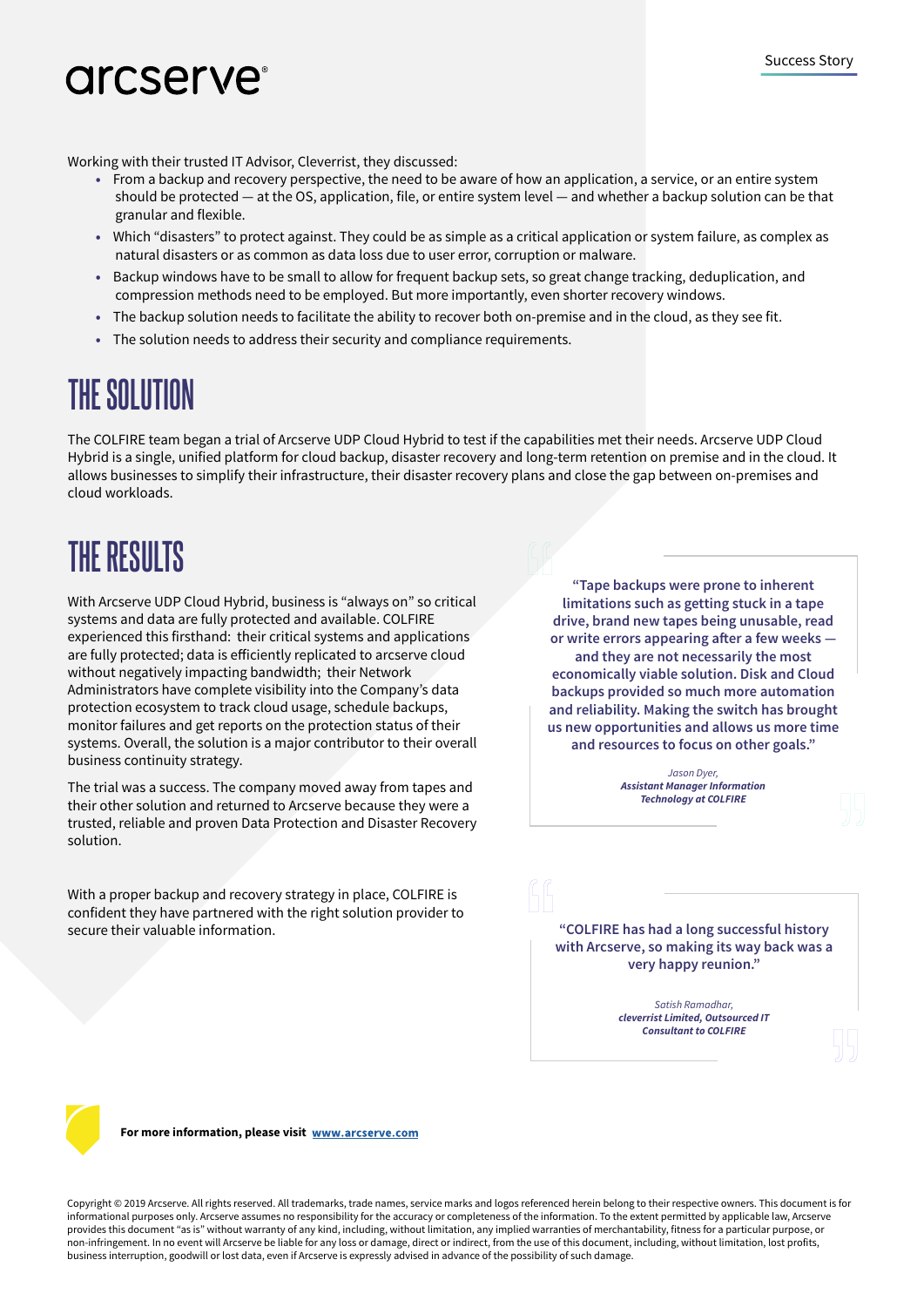Working with their trusted IT Advisor, Cleverrist, they discussed:

- From a backup and recovery perspective, the need to be aware of how an application, a service, or an entire system should be protected — at the OS, application, file, or entire system level — and whether a backup solution can be that granular and flexible.
- Which "disasters" to protect against. They could be as simple as a critical application or system failure, as complex as natural disasters or as common as data loss due to user error, corruption or malware.
- Backup windows have to be small to allow for frequent backup sets, so great change tracking, deduplication, and compression methods need to be employed. But more importantly, even shorter recovery windows.
- The backup solution needs to facilitate the ability to recover both on-premise and in the cloud, as they see fit.
- The solution needs to address their security and compliance requirements.

# THE SOLUTION

The COLFIRE team began a trial of Arcserve UDP Cloud Hybrid to test if the capabilities met their needs. Arcserve UDP Cloud Hybrid is a single, unified platform for cloud backup, disaster recovery and long-term retention on premise and in the cloud. It allows businesses to simplify their infrastructure, their disaster recovery plans and close the gap between on-premises and cloud workloads.

# THE RESULTS

With Arcserve UDP Cloud Hybrid, business is "always on" so critical systems and data are fully protected and available. COLFIRE experienced this firsthand: their critical systems and applications are fully protected; data is efficiently replicated to arcserve cloud without negatively impacting bandwidth; their Network Administrators have complete visibility into the Company's data protection ecosystem to track cloud usage, schedule backups, monitor failures and get reports on the protection status of their systems. Overall, the solution is a major contributor to their overall business continuity strategy.

The trial was a success. The company moved away from tapes and their other solution and returned to Arcserve because they were a trusted, reliable and proven Data Protection and Disaster Recovery solution.

With a proper backup and recovery strategy in place, COLFIRE is confident they have partnered with the right solution provider to secure their valuable information.

> **"Tape backups were prone to inherent limitations such as getting stuck in a tape drive, brand new tapes being unusable, read or write errors appearing after a few weeks — and they are not necessarily the most economically viable solution. Disk and Cloud backups provided so much more automation and reliability. Making the switch has brought us new opportunities and allows us more time and resources to focus on other goals."**
>
> *Jason Dyer,*
> ***Assistant Manager Information Technology at COLFIRE***

> **"COLFIRE has had a long successful history with Arcserve, so making its way back was a very happy reunion."**
>
> *Satish Ramadhar,*
> ***cleverrist Limited, Outsourced IT Consultant to COLFIRE***

**For more information, please visit [www.arcserve.com](www.arcserve.com)**

Copyright © 2019 Arcserve. All rights reserved. All trademarks, trade names, service marks and logos referenced herein belong to their respective owners. This document is for informational purposes only. Arcserve assumes no responsibility for the accuracy or completeness of the information. To the extent permitted by applicable law, Arcserve provides this document "as is" without warranty of any kind, including, without limitation, any implied warranties of merchantability, fitness for a particular purpose, or non-infringement. In no event will Arcserve be liable for any loss or damage, direct or indirect, from the use of this document, including, without limitation, lost profits, business interruption, goodwill or lost data, even if Arcserve is expressly advised in advance of the possibility of such damage.